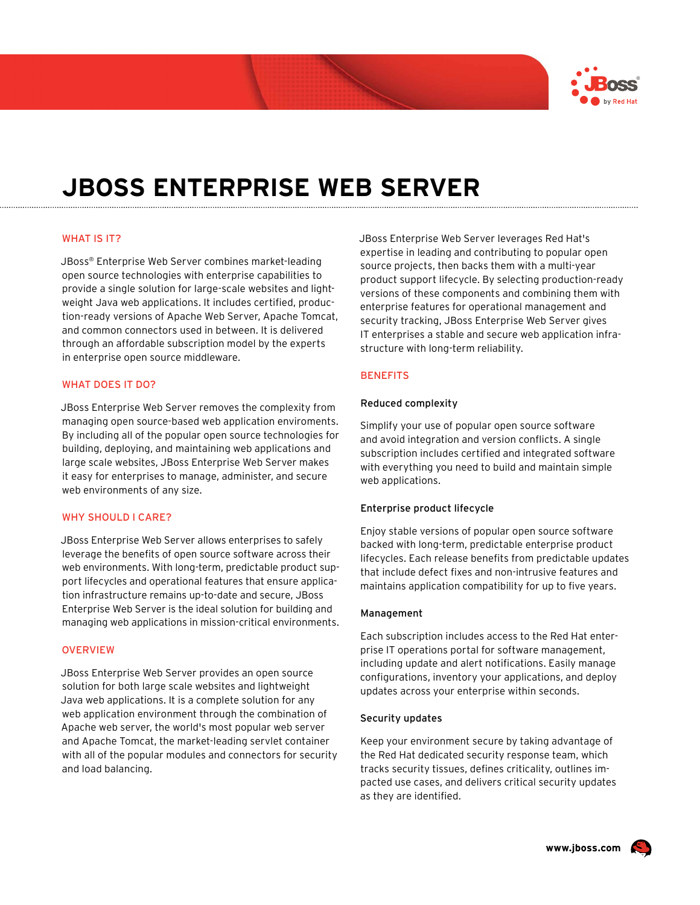# JBOSS ENTERPRISE WEB SERVER

## WHAT IS IT?

JBoss® Enterprise Web Server combines market-leading open source technologies with enterprise capabilities to provide a single solution for large-scale websites and light-weight Java web applications. It includes certified, production-ready versions of Apache Web Server, Apache Tomcat, and common connectors used in between. It is delivered through an affordable subscription model by the experts in enterprise open source middleware.

## WHAT DOES IT DO?

JBoss Enterprise Web Server removes the complexity from managing open source-based web application enviroments. By including all of the popular open source technologies for building, deploying, and maintaining web applications and large scale websites, JBoss Enterprise Web Server makes it easy for enterprises to manage, administer, and secure web environments of any size.

## WHY SHOULD I CARE?

JBoss Enterprise Web Server allows enterprises to safely leverage the benefits of open source software across their web environments. With long-term, predictable product support lifecycles and operational features that ensure application infrastructure remains up-to-date and secure, JBoss Enterprise Web Server is the ideal solution for building and managing web applications in mission-critical environments.

## OVERVIEW

JBoss Enterprise Web Server provides an open source solution for both large scale websites and lightweight Java web applications. It is a complete solution for any web application environment through the combination of Apache web server, the world's most popular web server and Apache Tomcat, the market-leading servlet container with all of the popular modules and connectors for security and load balancing.

JBoss Enterprise Web Server leverages Red Hat's expertise in leading and contributing to popular open source projects, then backs them with a multi-year product support lifecycle. By selecting production-ready versions of these components and combining them with enterprise features for operational management and security tracking, JBoss Enterprise Web Server gives IT enterprises a stable and secure web application infrastructure with long-term reliability.

## BENEFITS

### Reduced complexity

Simplify your use of popular open source software and avoid integration and version conflicts. A single subscription includes certified and integrated software with everything you need to build and maintain simple web applications.

### Enterprise product lifecycle

Enjoy stable versions of popular open source software backed with long-term, predictable enterprise product lifecycles. Each release benefits from predictable updates that include defect fixes and non-intrusive features and maintains application compatibility for up to five years.

### Management

Each subscription includes access to the Red Hat enterprise IT operations portal for software management, including update and alert notifications. Easily manage configurations, inventory your applications, and deploy updates across your enterprise within seconds.

### Security updates

Keep your environment secure by taking advantage of the Red Hat dedicated security response team, which tracks security tissues, defines criticality, outlines impacted use cases, and delivers critical security updates as they are identified.

www.jboss.com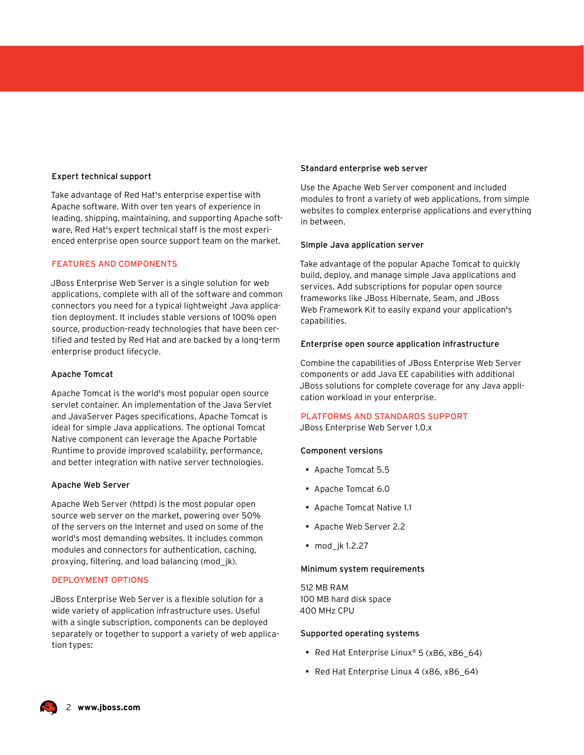### Expert technical support

Take advantage of Red Hat's enterprise expertise with Apache software. With over ten years of experience in leading, shipping, maintaining, and supporting Apache software, Red Hat's expert technical staff is the most experienced enterprise open source support team on the market.

## FEATURES AND COMPONENTS

JBoss Enterprise Web Server is a single solution for web applications, complete with all of the software and common connectors you need for a typical lightweight Java application deployment. It includes stable versions of 100% open source, production-ready technologies that have been certified and tested by Red Hat and are backed by a long-term enterprise product lifecycle.

### Apache Tomcat

Apache Tomcat is the world's most popular open source servlet container. An implementation of the Java Servlet and JavaServer Pages specifications, Apache Tomcat is ideal for simple Java applications. The optional Tomcat Native component can leverage the Apache Portable Runtime to provide improved scalability, performance, and better integration with native server technologies.

### Apache Web Server

Apache Web Server (httpd) is the most popular open source web server on the market, powering over 50% of the servers on the Internet and used on some of the world's most demanding websites. It includes common modules and connectors for authentication, caching, proxying, filtering, and load balancing (mod_jk).

## DEPLOYMENT OPTIONS

JBoss Enterprise Web Server is a flexible solution for a wide variety of application infrastructure uses. Useful with a single subscription, components can be deployed separately or together to support a variety of web application types:

### Standard enterprise web server

Use the Apache Web Server component and included modules to front a variety of web applications, from simple websites to complex enterprise applications and everything in between.

### Simple Java application server

Take advantage of the popular Apache Tomcat to quickly build, deploy, and manage simple Java applications and services. Add subscriptions for popular open source frameworks like JBoss Hibernate, Seam, and JBoss Web Framework Kit to easily expand your application's capabilities.

### Enterprise open source application infrastructure

Combine the capabilities of JBoss Enterprise Web Server components or add Java EE capabilities with additional JBoss solutions for complete coverage for any Java application workload in your enterprise.

## PLATFORMS AND STANDARDS SUPPORT

JBoss Enterprise Web Server 1.0.x

### Component versions

- Apache Tomcat 5.5
- Apache Tomcat 6.0
- Apache Tomcat Native 1.1
- Apache Web Server 2.2
- mod_jk 1.2.27

### Minimum system requirements

512 MB RAM
100 MB hard disk space
400 MHz CPU

### Supported operating systems

- Red Hat Enterprise Linux® 5 (x86, x86_64)
- Red Hat Enterprise Linux 4 (x86, x86_64)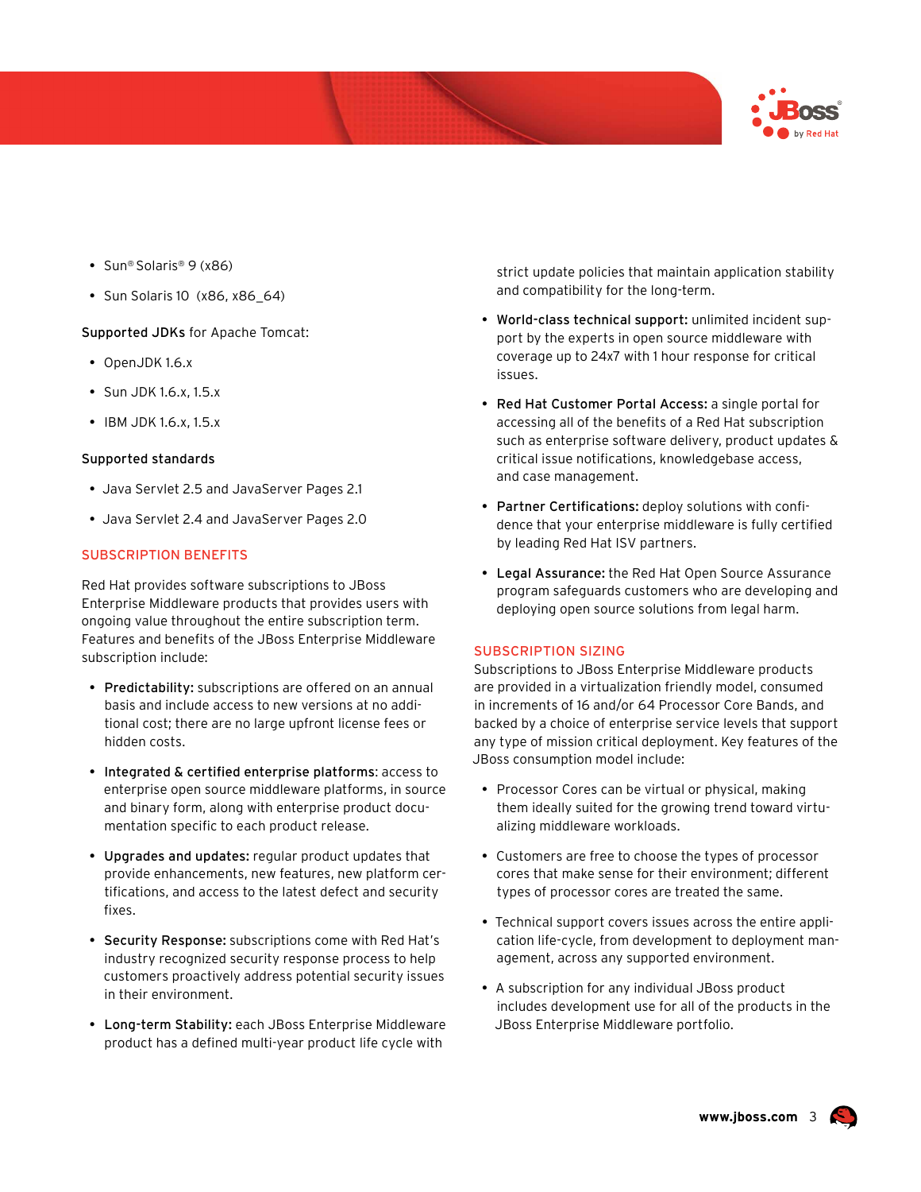- Sun® Solaris® 9 (x86)
- Sun Solaris 10 (x86, x86_64)

Supported JDKs for Apache Tomcat:

- OpenJDK 1.6.x
- Sun JDK 1.6.x, 1.5.x
- IBM JDK 1.6.x, 1.5.x

Supported standards

- Java Servlet 2.5 and JavaServer Pages 2.1
- Java Servlet 2.4 and JavaServer Pages 2.0

## SUBSCRIPTION BENEFITS

Red Hat provides software subscriptions to JBoss Enterprise Middleware products that provides users with ongoing value throughout the entire subscription term. Features and benefits of the JBoss Enterprise Middleware subscription include:

- **Predictability:** subscriptions are offered on an annual basis and include access to new versions at no additional cost; there are no large upfront license fees or hidden costs.
- **Integrated & certified enterprise platforms**: access to enterprise open source middleware platforms, in source and binary form, along with enterprise product documentation specific to each product release.
- **Upgrades and updates:** regular product updates that provide enhancements, new features, new platform certifications, and access to the latest defect and security fixes.
- **Security Response:** subscriptions come with Red Hat's industry recognized security response process to help customers proactively address potential security issues in their environment.
- **Long-term Stability:** each JBoss Enterprise Middleware product has a defined multi-year product life cycle with strict update policies that maintain application stability and compatibility for the long-term.
- **World-class technical support:** unlimited incident support by the experts in open source middleware with coverage up to 24x7 with 1 hour response for critical issues.
- **Red Hat Customer Portal Access:** a single portal for accessing all of the benefits of a Red Hat subscription such as enterprise software delivery, product updates & critical issue notifications, knowledgebase access, and case management.
- **Partner Certifications:** deploy solutions with confidence that your enterprise middleware is fully certified by leading Red Hat ISV partners.
- **Legal Assurance:** the Red Hat Open Source Assurance program safeguards customers who are developing and deploying open source solutions from legal harm.

## SUBSCRIPTION SIZING

Subscriptions to JBoss Enterprise Middleware products are provided in a virtualization friendly model, consumed in increments of 16 and/or 64 Processor Core Bands, and backed by a choice of enterprise service levels that support any type of mission critical deployment. Key features of the JBoss consumption model include:

- Processor Cores can be virtual or physical, making them ideally suited for the growing trend toward virtualizing middleware workloads.
- Customers are free to choose the types of processor cores that make sense for their environment; different types of processor cores are treated the same.
- Technical support covers issues across the entire application life-cycle, from development to deployment management, across any supported environment.
- A subscription for any individual JBoss product includes development use for all of the products in the JBoss Enterprise Middleware portfolio.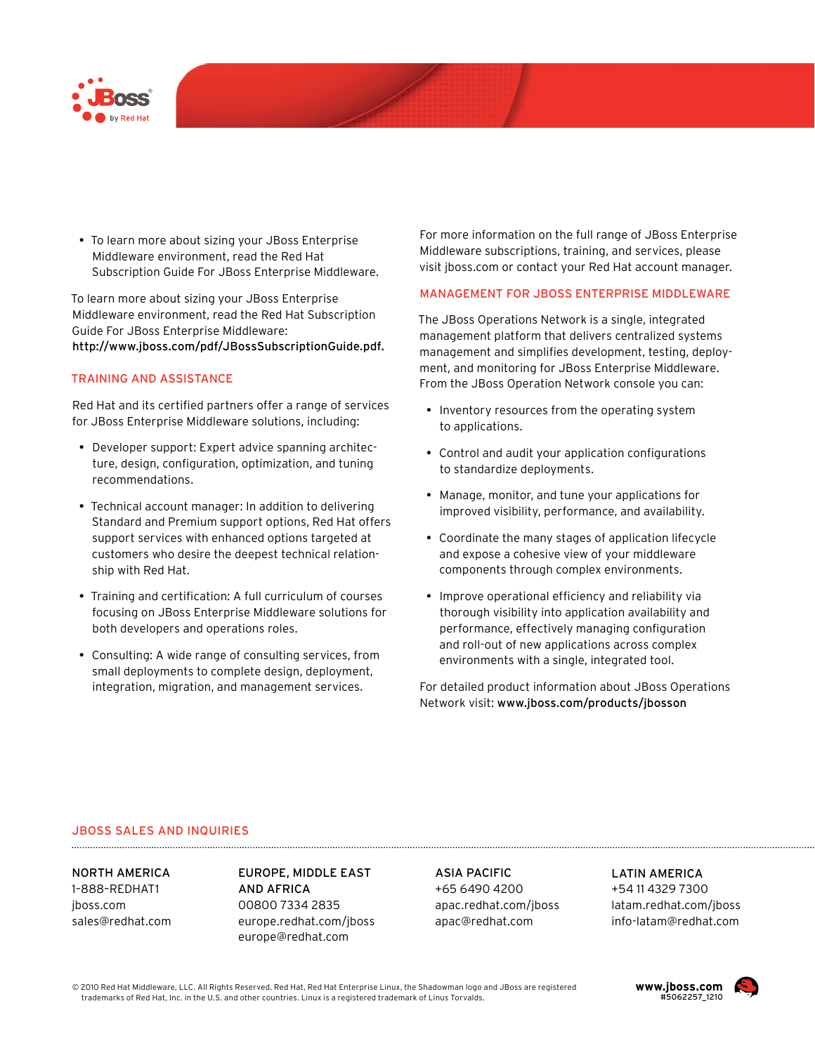- To learn more about sizing your JBoss Enterprise Middleware environment, read the Red Hat Subscription Guide For JBoss Enterprise Middleware.

To learn more about sizing your JBoss Enterprise Middleware environment, read the Red Hat Subscription Guide For JBoss Enterprise Middleware: **http://www.jboss.com/pdf/JBossSubscriptionGuide.pdf.**

## TRAINING AND ASSISTANCE

Red Hat and its certified partners offer a range of services for JBoss Enterprise Middleware solutions, including:

- Developer support: Expert advice spanning architecture, design, configuration, optimization, and tuning recommendations.
- Technical account manager: In addition to delivering Standard and Premium support options, Red Hat offers support services with enhanced options targeted at customers who desire the deepest technical relationship with Red Hat.
- Training and certification: A full curriculum of courses focusing on JBoss Enterprise Middleware solutions for both developers and operations roles.
- Consulting: A wide range of consulting services, from small deployments to complete design, deployment, integration, migration, and management services.

For more information on the full range of JBoss Enterprise Middleware subscriptions, training, and services, please visit jboss.com or contact your Red Hat account manager.

## MANAGEMENT FOR JBOSS ENTERPRISE MIDDLEWARE

The JBoss Operations Network is a single, integrated management platform that delivers centralized systems management and simplifies development, testing, deployment, and monitoring for JBoss Enterprise Middleware. From the JBoss Operation Network console you can:

- Inventory resources from the operating system to applications.
- Control and audit your application configurations to standardize deployments.
- Manage, monitor, and tune your applications for improved visibility, performance, and availability.
- Coordinate the many stages of application lifecycle and expose a cohesive view of your middleware components through complex environments.
- Improve operational efficiency and reliability via thorough visibility into application availability and performance, effectively managing configuration and roll-out of new applications across complex environments with a single, integrated tool.

For detailed product information about JBoss Operations Network visit: **www.jboss.com/products/jbosson**

## JBOSS SALES AND INQUIRIES

**NORTH AMERICA**
1-888-REDHAT1
jboss.com
sales@redhat.com

**EUROPE, MIDDLE EAST AND AFRICA**
00800 7334 2835
europe.redhat.com/jboss
europe@redhat.com

**ASIA PACIFIC**
+65 6490 4200
apac.redhat.com/jboss
apac@redhat.com

**LATIN AMERICA**
+54 11 4329 7300
latam.redhat.com/jboss
info-latam@redhat.com

© 2010 Red Hat Middleware, LLC. All Rights Reserved. Red Hat, Red Hat Enterprise Linux, the Shadowman logo and JBoss are registered trademarks of Red Hat, Inc. in the U.S. and other countries. Linux is a registered trademark of Linus Torvalds.

**www.jboss.com**
#5062257_1210